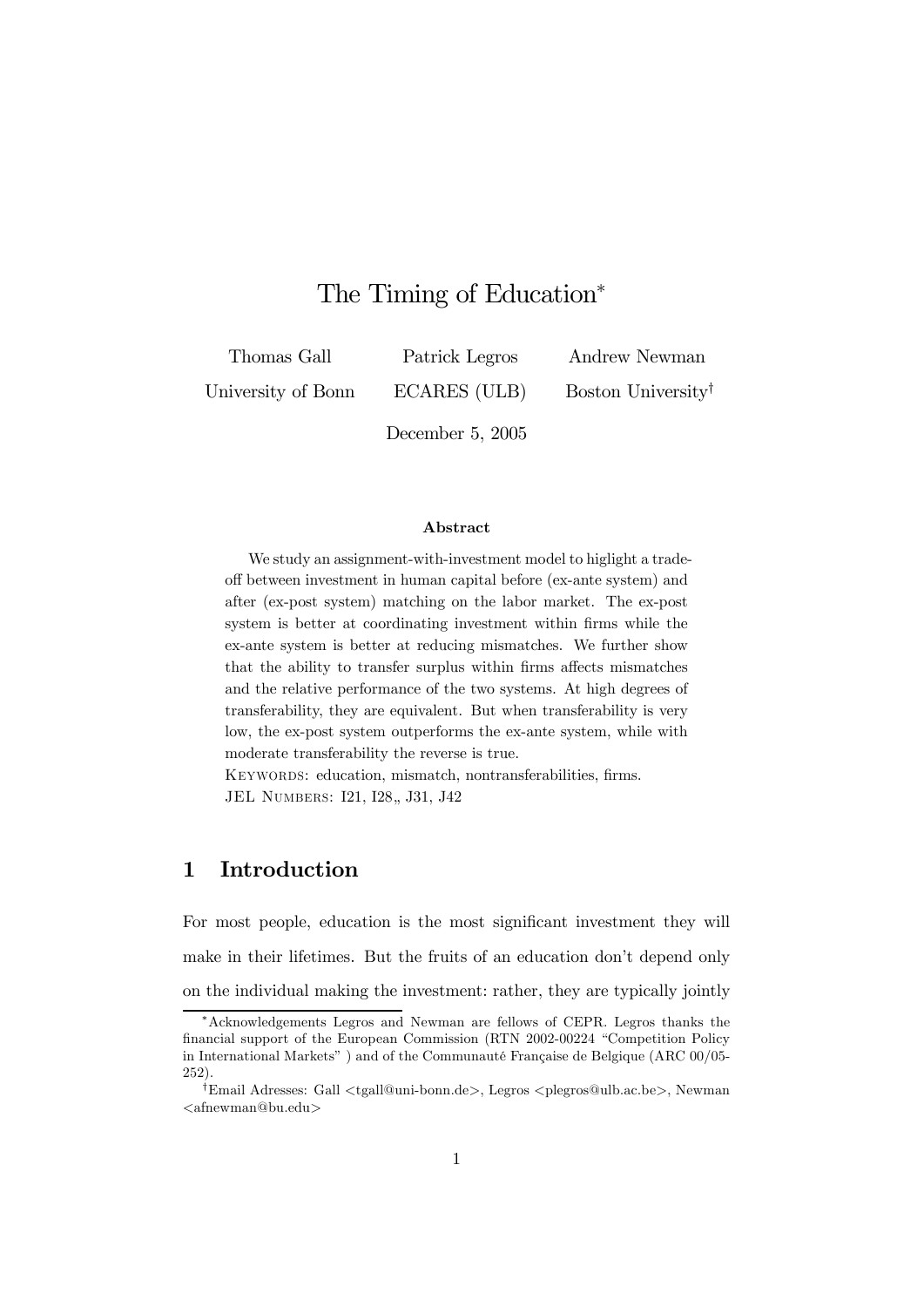# The Timing of Education*

Thomas Gall — University of Bonn

Patrick Legros — ECARES (ULB)

Andrew Newman — Boston University†

December 5, 2005

### Abstract

We study an assignment-with-investment model to higlight a trade-off between investment in human capital before (ex-ante system) and after (ex-post system) matching on the labor market. The ex-post system is better at coordinating investment within firms while the ex-ante system is better at reducing mismatches. We further show that the ability to transfer surplus within firms affects mismatches and the relative performance of the two systems. At high degrees of transferability, they are equivalent. But when transferability is very low, the ex-post system outperforms the ex-ante system, while with moderate transferability the reverse is true.

KEYWORDS: education, mismatch, nontransferabilities, firms.

JEL NUMBERS: I21, I28,, J31, J42

## 1 Introduction

For most people, education is the most significant investment they will make in their lifetimes. But the fruits of an education don't depend only on the individual making the investment: rather, they are typically jointly

*Acknowledgements Legros and Newman are fellows of CEPR. Legros thanks the financial support of the European Commission (RTN 2002-00224 "Competition Policy in International Markets" ) and of the Communauté Française de Belgique (ARC 00/05-252).

†Email Adresses: Gall <tgall@uni-bonn.de>, Legros <plegros@ulb.ac.be>, Newman <afnewman@bu.edu>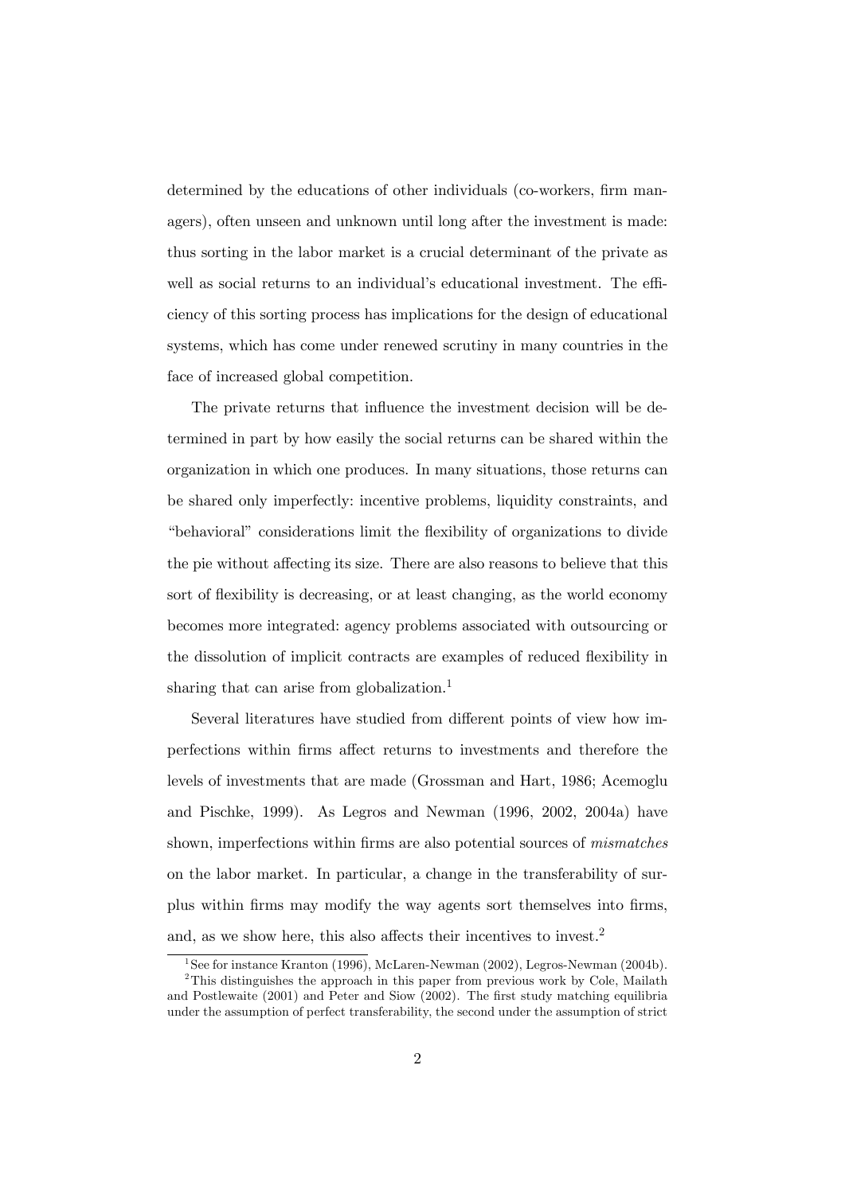determined by the educations of other individuals (co-workers, firm managers), often unseen and unknown until long after the investment is made: thus sorting in the labor market is a crucial determinant of the private as well as social returns to an individual's educational investment. The efficiency of this sorting process has implications for the design of educational systems, which has come under renewed scrutiny in many countries in the face of increased global competition.

The private returns that influence the investment decision will be determined in part by how easily the social returns can be shared within the organization in which one produces. In many situations, those returns can be shared only imperfectly: incentive problems, liquidity constraints, and "behavioral" considerations limit the flexibility of organizations to divide the pie without affecting its size. There are also reasons to believe that this sort of flexibility is decreasing, or at least changing, as the world economy becomes more integrated: agency problems associated with outsourcing or the dissolution of implicit contracts are examples of reduced flexibility in sharing that can arise from globalization.[1]

Several literatures have studied from different points of view how imperfections within firms affect returns to investments and therefore the levels of investments that are made (Grossman and Hart, 1986; Acemoglu and Pischke, 1999). As Legros and Newman (1996, 2002, 2004a) have shown, imperfections within firms are also potential sources of *mismatches* on the labor market. In particular, a change in the transferability of surplus within firms may modify the way agents sort themselves into firms, and, as we show here, this also affects their incentives to invest.[2]

[1] See for instance Kranton (1996), McLaren-Newman (2002), Legros-Newman (2004b).

[2] This distinguishes the approach in this paper from previous work by Cole, Mailath and Postlewaite (2001) and Peter and Siow (2002). The first study matching equilibria under the assumption of perfect transferability, the second under the assumption of strict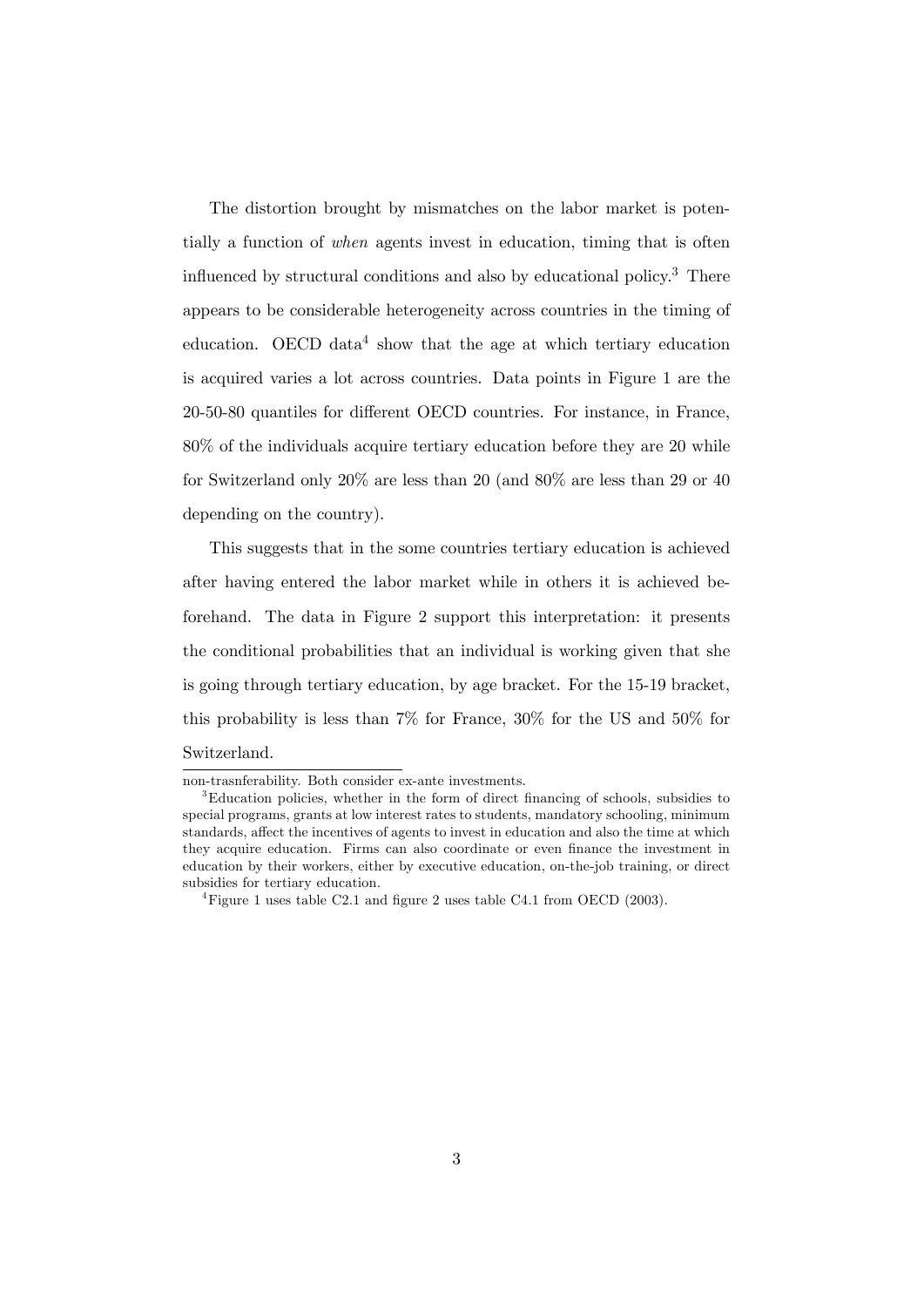The distortion brought by mismatches on the labor market is potentially a function of *when* agents invest in education, timing that is often influenced by structural conditions and also by educational policy.[3] There appears to be considerable heterogeneity across countries in the timing of education. OECD data[4] show that the age at which tertiary education is acquired varies a lot across countries. Data points in Figure 1 are the 20-50-80 quantiles for different OECD countries. For instance, in France, 80% of the individuals acquire tertiary education before they are 20 while for Switzerland only 20% are less than 20 (and 80% are less than 29 or 40 depending on the country).

This suggests that in the some countries tertiary education is achieved after having entered the labor market while in others it is achieved beforehand. The data in Figure 2 support this interpretation: it presents the conditional probabilities that an individual is working given that she is going through tertiary education, by age bracket. For the 15-19 bracket, this probability is less than 7% for France, 30% for the US and 50% for Switzerland.

---

non-trasnferability. Both consider ex-ante investments.

[3] Education policies, whether in the form of direct financing of schools, subsidies to special programs, grants at low interest rates to students, mandatory schooling, minimum standards, affect the incentives of agents to invest in education and also the time at which they acquire education. Firms can also coordinate or even finance the investment in education by their workers, either by executive education, on-the-job training, or direct subsidies for tertiary education.

[4] Figure 1 uses table C2.1 and figure 2 uses table C4.1 from OECD (2003).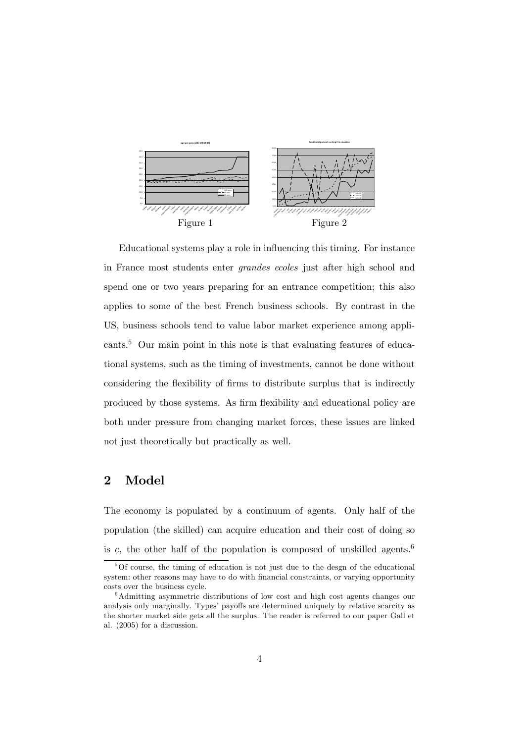Figure 1

Figure 2

Educational systems play a role in influencing this timing. For instance in France most students enter *grandes ecoles* just after high school and spend one or two years preparing for an entrance competition; this also applies to some of the best French business schools. By contrast in the US, business schools tend to value labor market experience among applicants.[5] Our main point in this note is that evaluating features of educational systems, such as the timing of investments, cannot be done without considering the flexibility of firms to distribute surplus that is indirectly produced by those systems. As firm flexibility and educational policy are both under pressure from changing market forces, these issues are linked not just theoretically but practically as well.

## 2 Model

The economy is populated by a continuum of agents. Only half of the population (the skilled) can acquire education and their cost of doing so is $c$, the other half of the population is composed of unskilled agents.[6]

[5] Of course, the timing of education is not just due to the desgn of the educational system: other reasons may have to do with financial constraints, or varying opportunity costs over the business cycle.

[6] Admitting asymmetric distributions of low cost and high cost agents changes our analysis only marginally. Types' payoffs are determined uniquely by relative scarcity as the shorter market side gets all the surplus. The reader is referred to our paper Gall et al. (2005) for a discussion.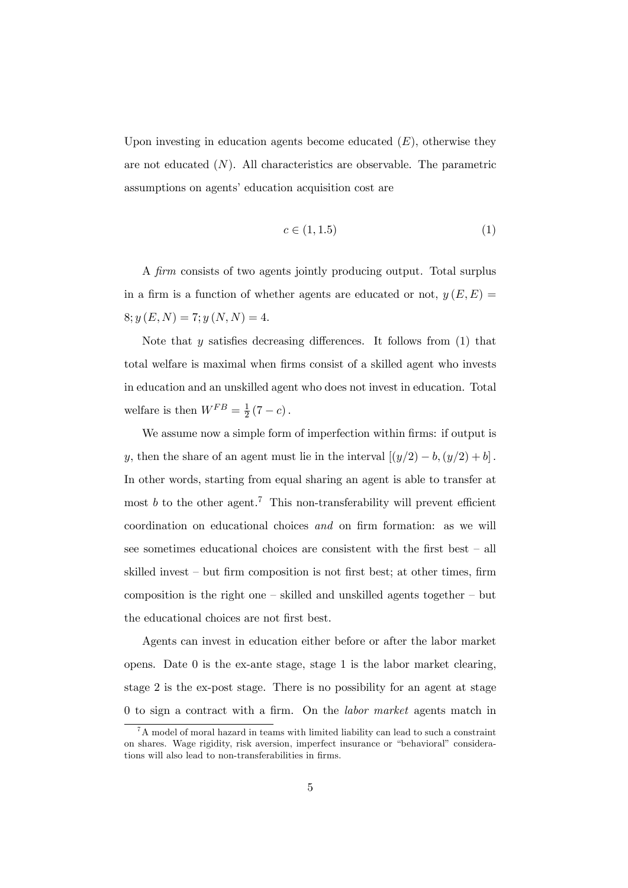Upon investing in education agents become educated ($E$), otherwise they are not educated ($N$). All characteristics are observable. The parametric assumptions on agents' education acquisition cost are

$$c \in (1, 1.5) \tag{1}$$

A *firm* consists of two agents jointly producing output. Total surplus in a firm is a function of whether agents are educated or not, $y(E,E) = 8; y(E,N) = 7; y(N,N) = 4$.

Note that $y$ satisfies decreasing differences. It follows from (1) that total welfare is maximal when firms consist of a skilled agent who invests in education and an unskilled agent who does not invest in education. Total welfare is then $W^{FB} = \frac{1}{2}(7 - c)$.

We assume now a simple form of imperfection within firms: if output is $y$, then the share of an agent must lie in the interval $[(y/2) - b, (y/2) + b]$. In other words, starting from equal sharing an agent is able to transfer at most $b$ to the other agent.[7] This non-transferability will prevent efficient coordination on educational choices *and* on firm formation: as we will see sometimes educational choices are consistent with the first best – all skilled invest – but firm composition is not first best; at other times, firm composition is the right one – skilled and unskilled agents together – but the educational choices are not first best.

Agents can invest in education either before or after the labor market opens. Date 0 is the ex-ante stage, stage 1 is the labor market clearing, stage 2 is the ex-post stage. There is no possibility for an agent at stage 0 to sign a contract with a firm. On the *labor market* agents match in

[7] A model of moral hazard in teams with limited liability can lead to such a constraint on shares. Wage rigidity, risk aversion, imperfect insurance or "behavioral" considerations will also lead to non-transferabilities in firms.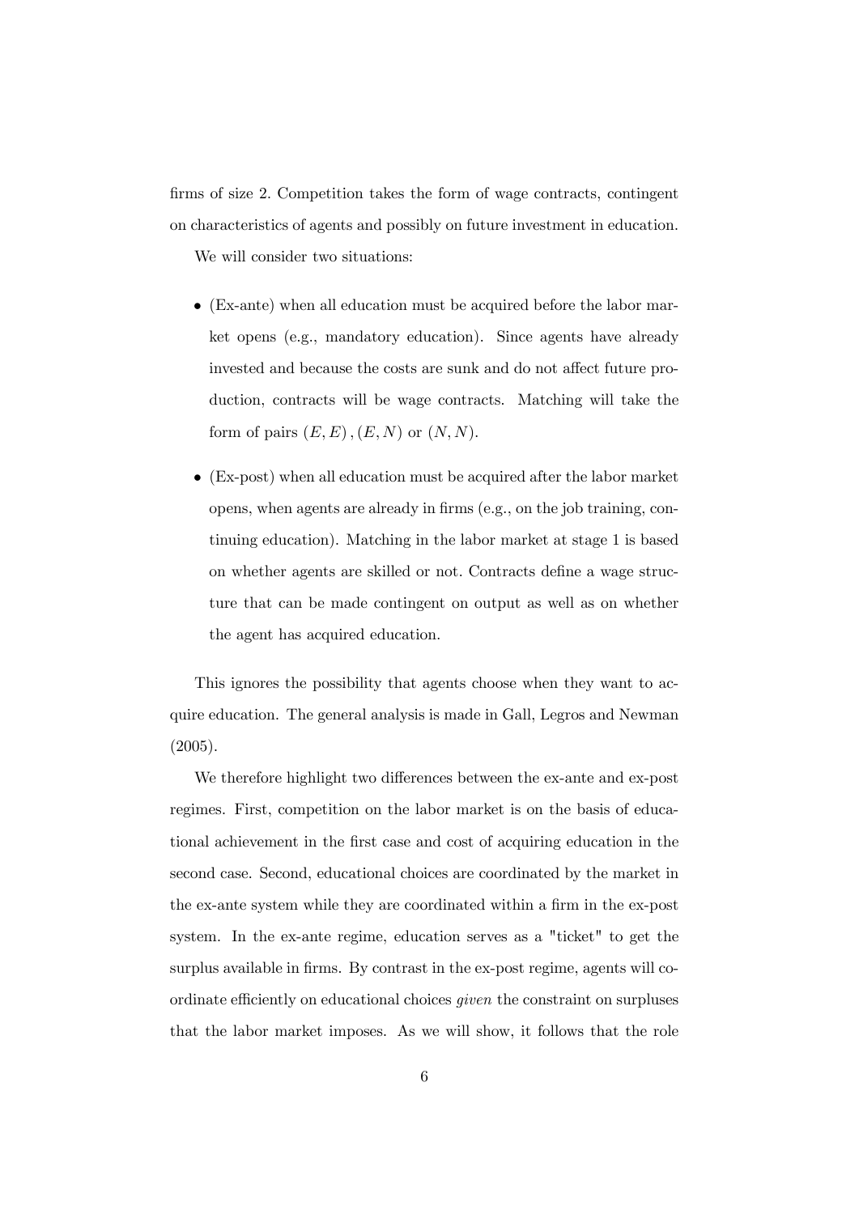firms of size 2. Competition takes the form of wage contracts, contingent on characteristics of agents and possibly on future investment in education.

We will consider two situations:

- (Ex-ante) when all education must be acquired before the labor market opens (e.g., mandatory education). Since agents have already invested and because the costs are sunk and do not affect future production, contracts will be wage contracts. Matching will take the form of pairs $(E, E), (E, N)$ or $(N, N)$.
- (Ex-post) when all education must be acquired after the labor market opens, when agents are already in firms (e.g., on the job training, continuing education). Matching in the labor market at stage 1 is based on whether agents are skilled or not. Contracts define a wage structure that can be made contingent on output as well as on whether the agent has acquired education.

This ignores the possibility that agents choose when they want to acquire education. The general analysis is made in Gall, Legros and Newman (2005).

We therefore highlight two differences between the ex-ante and ex-post regimes. First, competition on the labor market is on the basis of educational achievement in the first case and cost of acquiring education in the second case. Second, educational choices are coordinated by the market in the ex-ante system while they are coordinated within a firm in the ex-post system. In the ex-ante regime, education serves as a "ticket" to get the surplus available in firms. By contrast in the ex-post regime, agents will coordinate efficiently on educational choices *given* the constraint on surpluses that the labor market imposes. As we will show, it follows that the role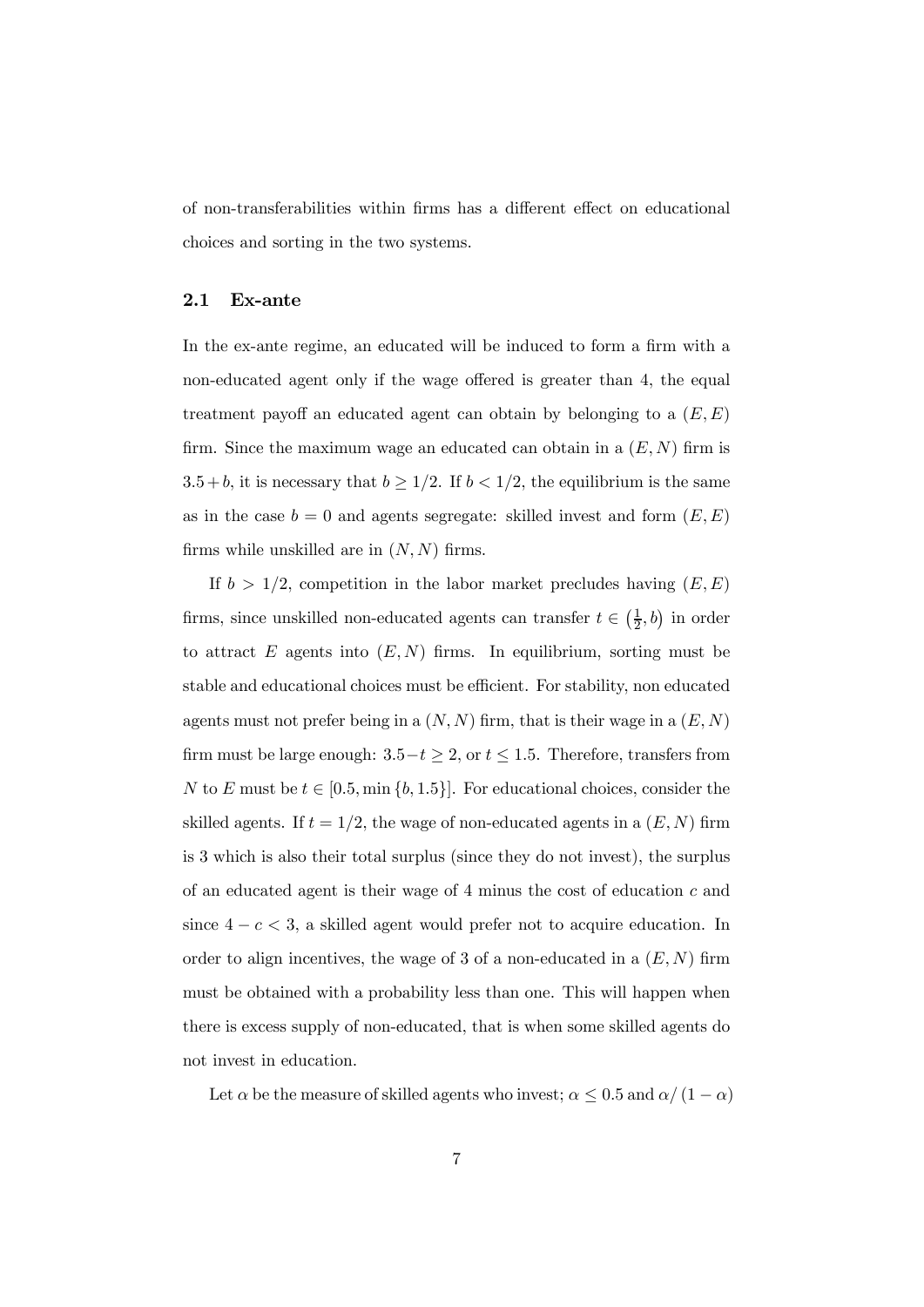of non-transferabilities within firms has a different effect on educational choices and sorting in the two systems.

### 2.1 Ex-ante

In the ex-ante regime, an educated will be induced to form a firm with a non-educated agent only if the wage offered is greater than 4, the equal treatment payoff an educated agent can obtain by belonging to a $(E, E)$ firm. Since the maximum wage an educated can obtain in a $(E, N)$ firm is $3.5 + b$, it is necessary that $b \geq 1/2$. If $b < 1/2$, the equilibrium is the same as in the case $b = 0$ and agents segregate: skilled invest and form $(E, E)$ firms while unskilled are in $(N, N)$ firms.

If $b > 1/2$, competition in the labor market precludes having $(E, E)$ firms, since unskilled non-educated agents can transfer $t \in \left(\frac{1}{2}, b\right)$ in order to attract $E$ agents into $(E, N)$ firms. In equilibrium, sorting must be stable and educational choices must be efficient. For stability, non educated agents must not prefer being in a $(N, N)$ firm, that is their wage in a $(E, N)$ firm must be large enough: $3.5 - t \geq 2$, or $t \leq 1.5$. Therefore, transfers from $N$ to $E$ must be $t \in [0.5, \min\{b, 1.5\}]$. For educational choices, consider the skilled agents. If $t = 1/2$, the wage of non-educated agents in a $(E, N)$ firm is 3 which is also their total surplus (since they do not invest), the surplus of an educated agent is their wage of 4 minus the cost of education $c$ and since $4 - c < 3$, a skilled agent would prefer not to acquire education. In order to align incentives, the wage of 3 of a non-educated in a $(E, N)$ firm must be obtained with a probability less than one. This will happen when there is excess supply of non-educated, that is when some skilled agents do not invest in education.

Let $\alpha$ be the measure of skilled agents who invest; $\alpha \leq 0.5$ and $\alpha / (1 - \alpha)$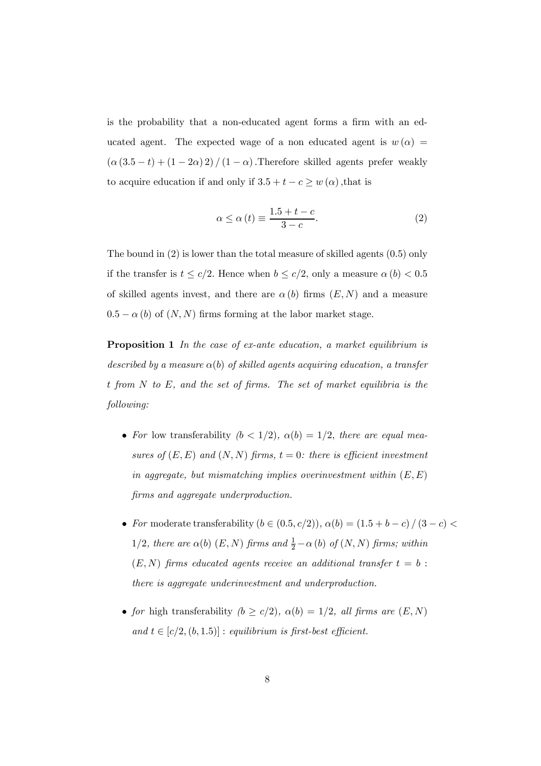is the probability that a non-educated agent forms a firm with an educated agent. The expected wage of a non educated agent is $w(\alpha) = (\alpha(3.5-t)+(1-2\alpha)2)/(1-\alpha)$. Therefore skilled agents prefer weakly to acquire education if and only if $3.5+t-c \geq w(\alpha)$, that is

$$\alpha \leq \alpha(t) \equiv \frac{1.5+t-c}{3-c}. \tag{2}$$

The bound in (2) is lower than the total measure of skilled agents (0.5) only if the transfer is $t \leq c/2$. Hence when $b \leq c/2$, only a measure $\alpha(b) < 0.5$ of skilled agents invest, and there are $\alpha(b)$ firms $(E,N)$ and a measure $0.5-\alpha(b)$ of $(N,N)$ firms forming at the labor market stage.

**Proposition 1** *In the case of ex-ante education, a market equilibrium is described by a measure $\alpha(b)$ of skilled agents acquiring education, a transfer $t$ from $N$ to $E$, and the set of firms. The set of market equilibria is the following:*

- *For* low transferability *($b < 1/2$), $\alpha(b) = 1/2$, there are equal measures of $(E,E)$ and $(N,N)$ firms, $t = 0$: there is efficient investment in aggregate, but mismatching implies overinvestment within $(E,E)$ firms and aggregate underproduction.*

- *For* moderate transferability *($b \in (0.5, c/2)$), $\alpha(b) = (1.5+b-c)/(3-c) < 1/2$, there are $\alpha(b)$ $(E,N)$ firms and $\frac{1}{2}-\alpha(b)$ of $(N,N)$ firms; within $(E,N)$ firms educated agents receive an additional transfer $t = b$ : there is aggregate underinvestment and underproduction.*

- *for* high transferability *($b \geq c/2$), $\alpha(b) = 1/2$, all firms are $(E,N)$ and $t \in [c/2, (b, 1.5)]$ : equilibrium is first-best efficient.*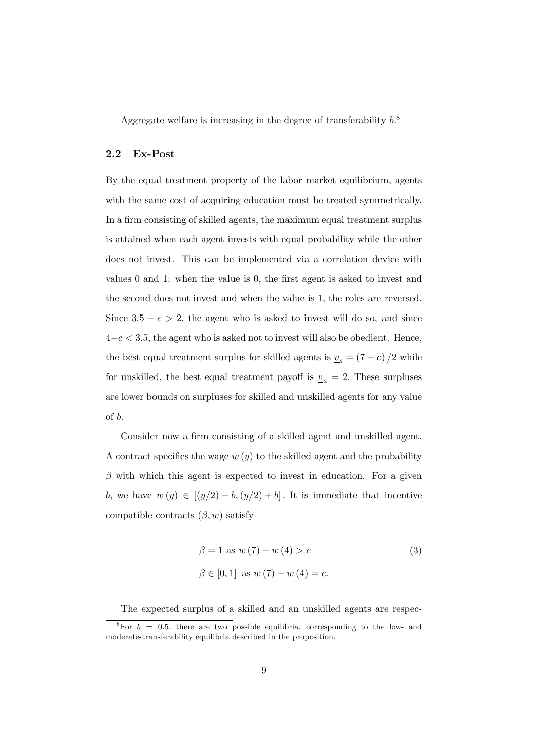Aggregate welfare is increasing in the degree of transferability $b$.[8]

## 2.2 Ex-Post

By the equal treatment property of the labor market equilibrium, agents with the same cost of acquiring education must be treated symmetrically. In a firm consisting of skilled agents, the maximum equal treatment surplus is attained when each agent invests with equal probability while the other does not invest. This can be implemented via a correlation device with values 0 and 1: when the value is 0, the first agent is asked to invest and the second does not invest and when the value is 1, the roles are reversed. Since $3.5 - c > 2$, the agent who is asked to invest will do so, and since $4 - c < 3.5$, the agent who is asked not to invest will also be obedient. Hence, the best equal treatment surplus for skilled agents is $\underline{v}_s = (7 - c)/2$ while for unskilled, the best equal treatment payoff is $\underline{v}_u = 2$. These surpluses are lower bounds on surpluses for skilled and unskilled agents for any value of $b$.

Consider now a firm consisting of a skilled agent and unskilled agent. A contract specifies the wage $w(y)$ to the skilled agent and the probability $\beta$ with which this agent is expected to invest in education. For a given $b$, we have $w(y) \in [(y/2) - b, (y/2) + b]$. It is immediate that incentive compatible contracts $(\beta, w)$ satisfy

$$
\begin{aligned}
&\beta = 1 \text{ as } w(7) - w(4) > c \\
&\beta \in [0,1] \text{ as } w(7) - w(4) = c.
\end{aligned}
\tag{3}
$$

The expected surplus of a skilled and an unskilled agents are respec-

[8] For $b = 0.5$, there are two possible equilibria, corresponding to the low- and moderate-transferability equilibria described in the proposition.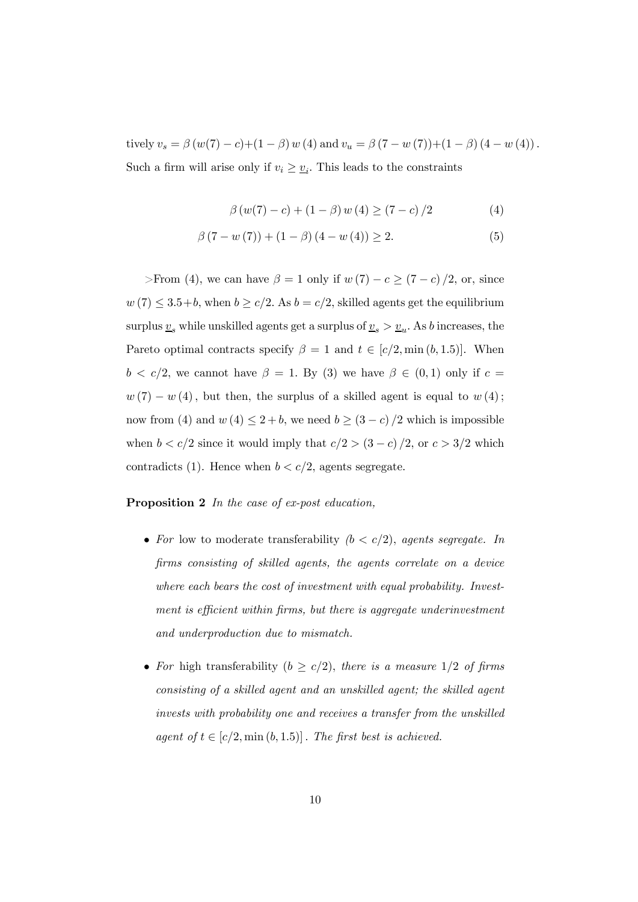tively $v_s = \beta\left(w(7) - c\right) + (1-\beta)\, w\left(4\right)$ and $v_u = \beta\left(7 - w\left(7\right)\right) + (1-\beta)\left(4 - w\left(4\right)\right).$ Such a firm will arise only if $v_i \geq \underline{v}_i$. This leads to the constraints

$$\beta\left(w(7) - c\right) + (1-\beta)\, w\left(4\right) \geq \left(7 - c\right)/2 \tag{4}$$

$$\beta\left(7 - w\left(7\right)\right) + (1-\beta)\left(4 - w\left(4\right)\right) \geq 2. \tag{5}$$

>From (4), we can have $\beta = 1$ only if $w\left(7\right) - c \geq \left(7 - c\right)/2$, or, since $w\left(7\right) \leq 3.5 + b$, when $b \geq c/2$. As $b = c/2$, skilled agents get the equilibrium surplus $\underline{v}_s$ while unskilled agents get a surplus of $\underline{v}_s > \underline{v}_u$. As $b$ increases, the Pareto optimal contracts specify $\beta = 1$ and $t \in \left[c/2, \min\left(b, 1.5\right)\right]$. When $b < c/2$, we cannot have $\beta = 1$. By (3) we have $\beta \in (0,1)$ only if $c = w\left(7\right) - w\left(4\right)$, but then, the surplus of a skilled agent is equal to $w\left(4\right)$; now from (4) and $w\left(4\right) \leq 2 + b$, we need $b \geq \left(3 - c\right)/2$ which is impossible when $b < c/2$ since it would imply that $c/2 > \left(3 - c\right)/2$, or $c > 3/2$ which contradicts (1). Hence when $b < c/2$, agents segregate.

**Proposition 2** *In the case of ex-post education,*

- *For* low to moderate transferability *($b < c/2$), agents segregate. In firms consisting of skilled agents, the agents correlate on a device where each bears the cost of investment with equal probability. Investment is efficient within firms, but there is aggregate underinvestment and underproduction due to mismatch.*

- *For* high transferability *($b \geq c/2$), there is a measure $1/2$ of firms consisting of a skilled agent and an unskilled agent; the skilled agent invests with probability one and receives a transfer from the unskilled agent of $t \in \left[c/2, \min\left(b, 1.5\right)\right]$. The first best is achieved.*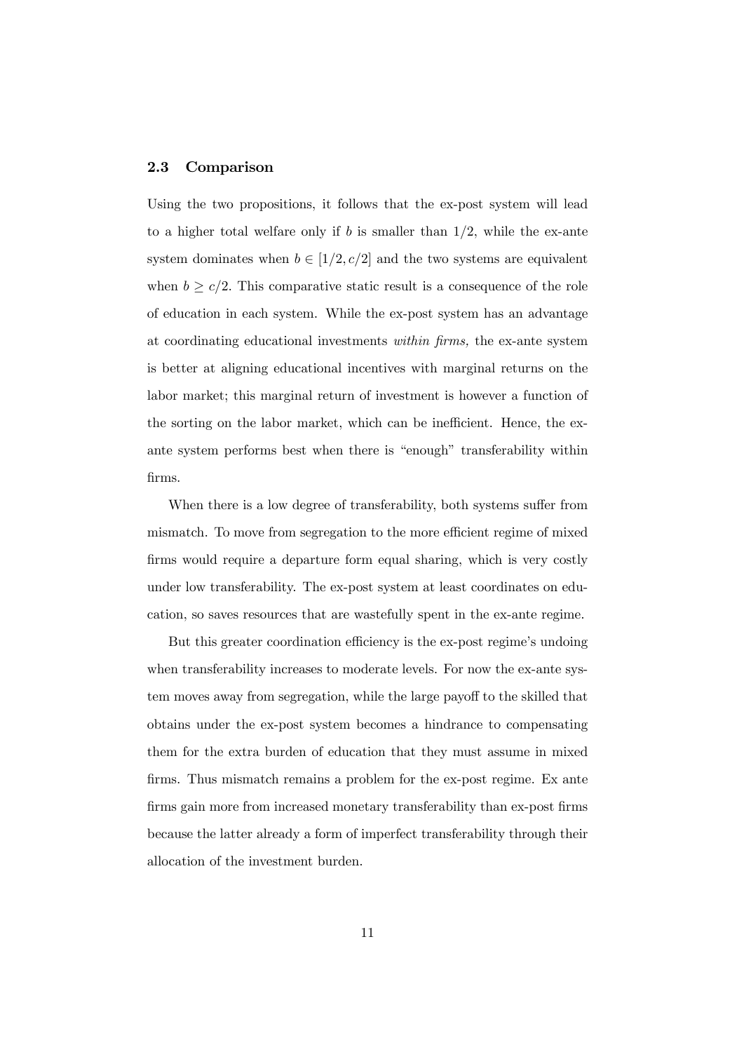### 2.3 Comparison

Using the two propositions, it follows that the ex-post system will lead to a higher total welfare only if $b$ is smaller than $1/2$, while the ex-ante system dominates when $b \in [1/2, c/2]$ and the two systems are equivalent when $b \geq c/2$. This comparative static result is a consequence of the role of education in each system. While the ex-post system has an advantage at coordinating educational investments *within firms,* the ex-ante system is better at aligning educational incentives with marginal returns on the labor market; this marginal return of investment is however a function of the sorting on the labor market, which can be inefficient. Hence, the ex-ante system performs best when there is "enough" transferability within firms.

When there is a low degree of transferability, both systems suffer from mismatch. To move from segregation to the more efficient regime of mixed firms would require a departure form equal sharing, which is very costly under low transferability. The ex-post system at least coordinates on education, so saves resources that are wastefully spent in the ex-ante regime.

But this greater coordination efficiency is the ex-post regime's undoing when transferability increases to moderate levels. For now the ex-ante system moves away from segregation, while the large payoff to the skilled that obtains under the ex-post system becomes a hindrance to compensating them for the extra burden of education that they must assume in mixed firms. Thus mismatch remains a problem for the ex-post regime. Ex ante firms gain more from increased monetary transferability than ex-post firms because the latter already a form of imperfect transferability through their allocation of the investment burden.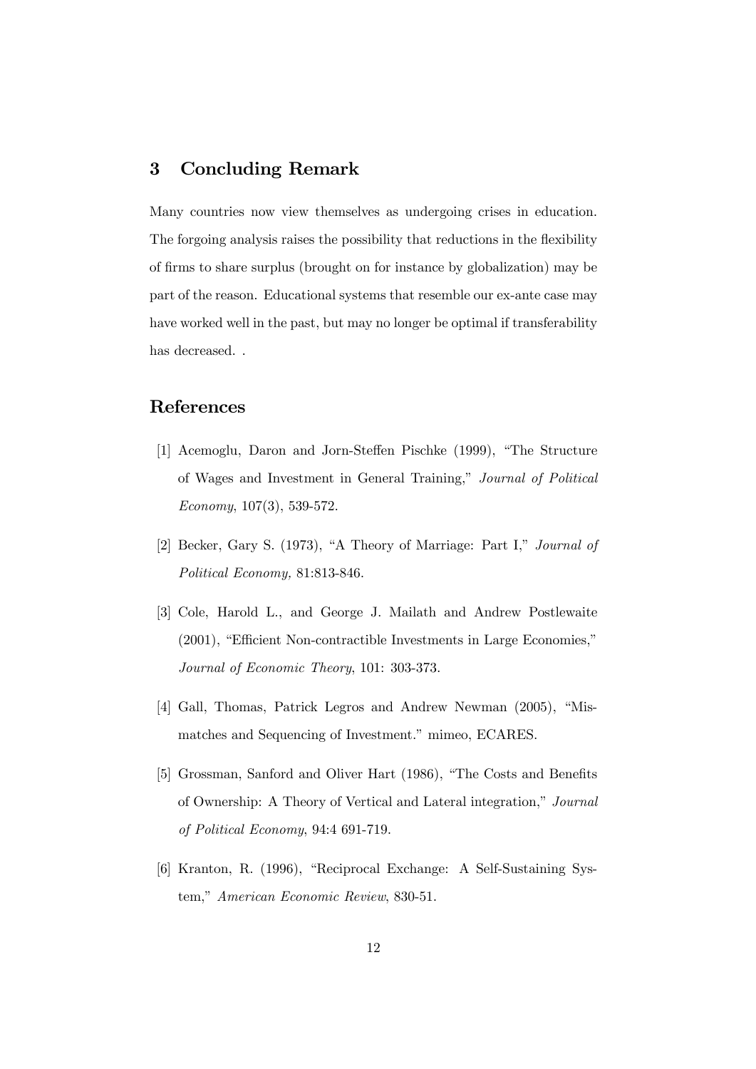## 3 Concluding Remark

Many countries now view themselves as undergoing crises in education. The forgoing analysis raises the possibility that reductions in the flexibility of firms to share surplus (brought on for instance by globalization) may be part of the reason. Educational systems that resemble our ex-ante case may have worked well in the past, but may no longer be optimal if transferability has decreased. .

## References

[1] Acemoglu, Daron and Jorn-Steffen Pischke (1999), "The Structure of Wages and Investment in General Training," *Journal of Political Economy*, 107(3), 539-572.

[2] Becker, Gary S. (1973), "A Theory of Marriage: Part I," *Journal of Political Economy,* 81:813-846.

[3] Cole, Harold L., and George J. Mailath and Andrew Postlewaite (2001), "Efficient Non-contractible Investments in Large Economies," *Journal of Economic Theory*, 101: 303-373.

[4] Gall, Thomas, Patrick Legros and Andrew Newman (2005), "Mismatches and Sequencing of Investment." mimeo, ECARES.

[5] Grossman, Sanford and Oliver Hart (1986), "The Costs and Benefits of Ownership: A Theory of Vertical and Lateral integration," *Journal of Political Economy*, 94:4 691-719.

[6] Kranton, R. (1996), "Reciprocal Exchange: A Self-Sustaining System," *American Economic Review*, 830-51.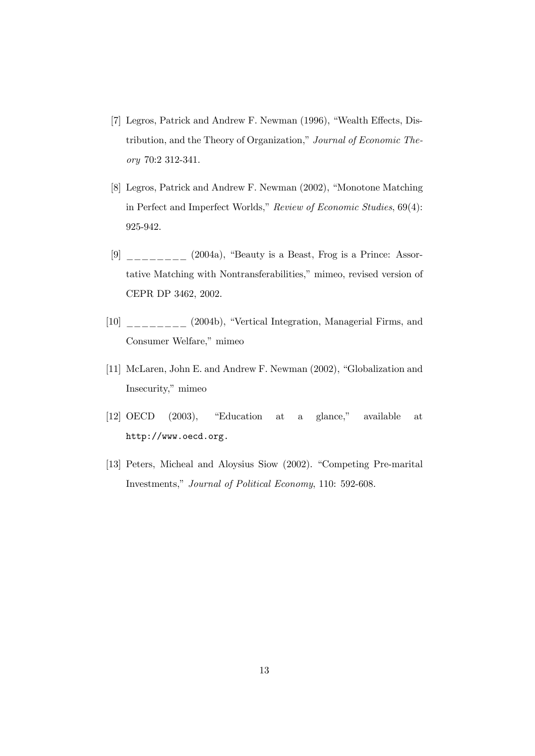[7] Legros, Patrick and Andrew F. Newman (1996), "Wealth Effects, Distribution, and the Theory of Organization," *Journal of Economic Theory* 70:2 312-341.

[8] Legros, Patrick and Andrew F. Newman (2002), "Monotone Matching in Perfect and Imperfect Worlds," *Review of Economic Studies*, 69(4): 925-942.

[9] ________ (2004a), "Beauty is a Beast, Frog is a Prince: Assortative Matching with Nontransferabilities," mimeo, revised version of CEPR DP 3462, 2002.

[10] ________ (2004b), "Vertical Integration, Managerial Firms, and Consumer Welfare," mimeo

[11] McLaren, John E. and Andrew F. Newman (2002), "Globalization and Insecurity," mimeo

[12] OECD (2003), "Education at a glance," available at `http://www.oecd.org.`

[13] Peters, Micheal and Aloysius Siow (2002). "Competing Pre-marital Investments," *Journal of Political Economy*, 110: 592-608.